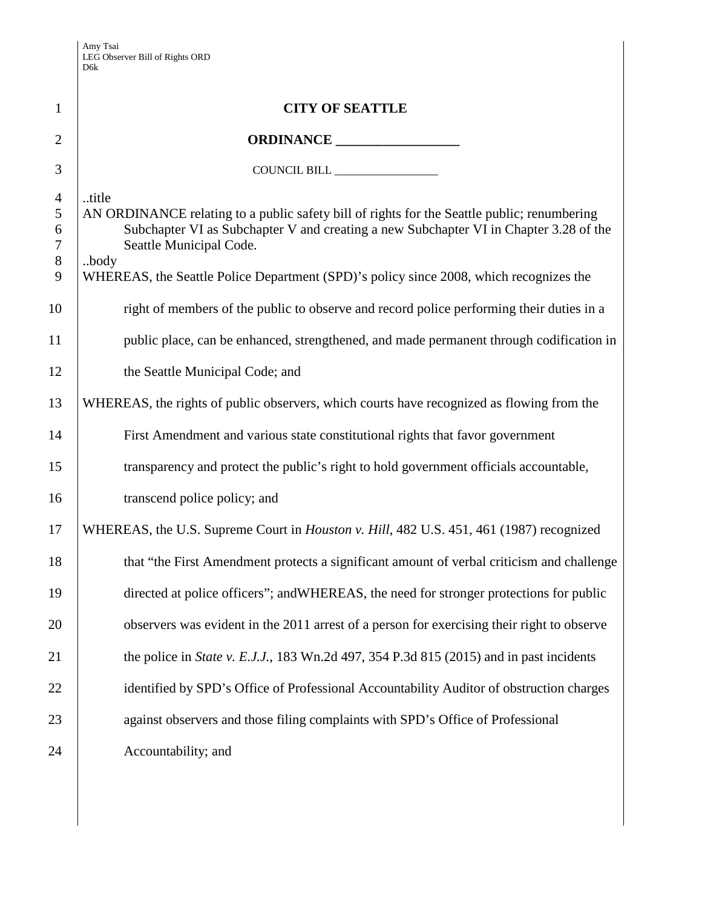# CITY OF SEATTLE

## ORDINANCE __________________

COUNCIL BILL __________________

..title
AN ORDINANCE relating to a public safety bill of rights for the Seattle public; renumbering Subchapter VI as Subchapter V and creating a new Subchapter VI in Chapter 3.28 of the Seattle Municipal Code.
..body
WHEREAS, the Seattle Police Department (SPD)'s policy since 2008, which recognizes the right of members of the public to observe and record police performing their duties in a public place, can be enhanced, strengthened, and made permanent through codification in the Seattle Municipal Code; and

WHEREAS, the rights of public observers, which courts have recognized as flowing from the First Amendment and various state constitutional rights that favor government transparency and protect the public's right to hold government officials accountable, transcend police policy; and

WHEREAS, the U.S. Supreme Court in *Houston v. Hill*, 482 U.S. 451, 461 (1987) recognized that "the First Amendment protects a significant amount of verbal criticism and challenge directed at police officers"; andWHEREAS, the need for stronger protections for public observers was evident in the 2011 arrest of a person for exercising their right to observe the police in *State v. E.J.J.*, 183 Wn.2d 497, 354 P.3d 815 (2015) and in past incidents identified by SPD's Office of Professional Accountability Auditor of obstruction charges against observers and those filing complaints with SPD's Office of Professional Accountability; and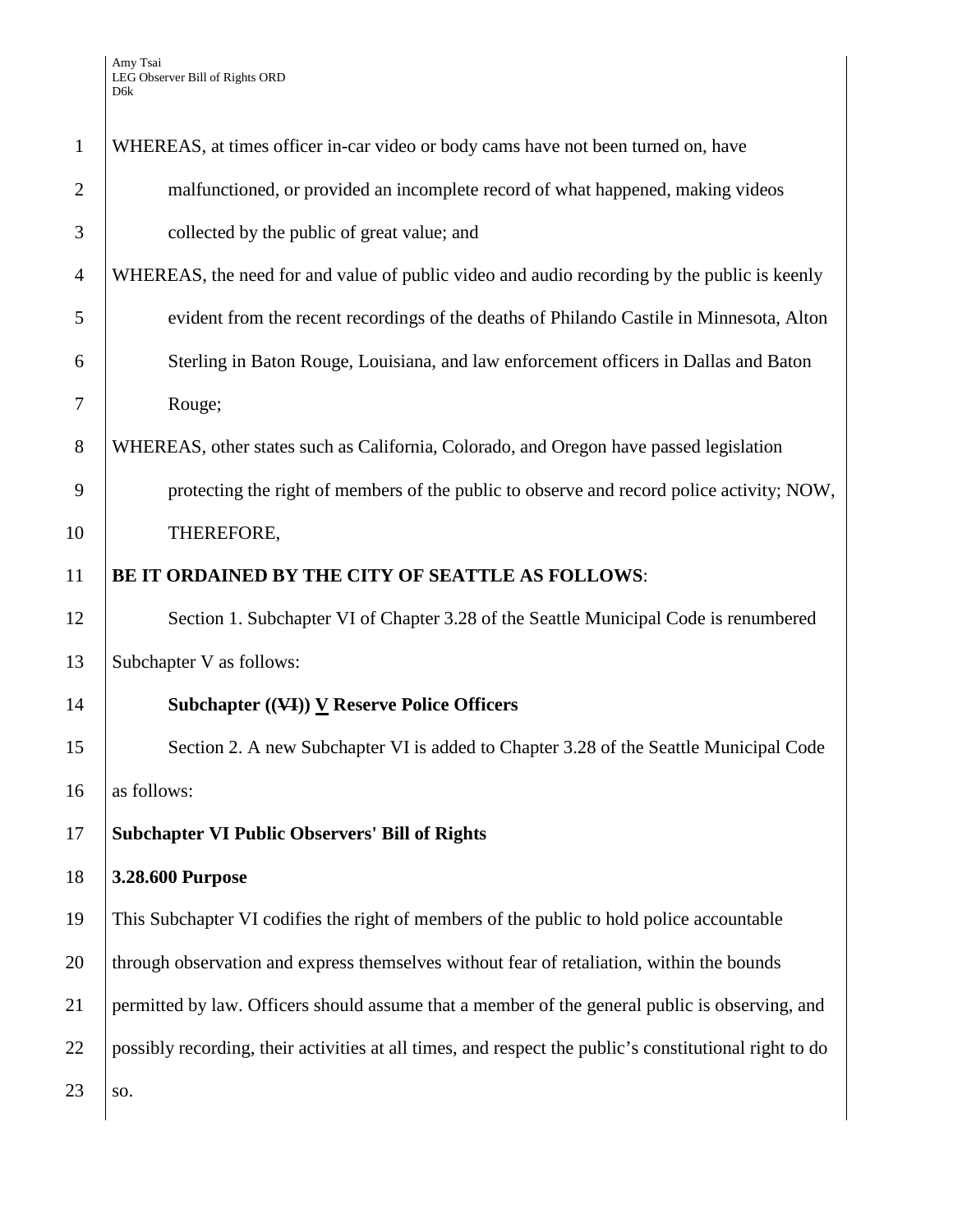WHEREAS, at times officer in-car video or body cams have not been turned on, have malfunctioned, or provided an incomplete record of what happened, making videos collected by the public of great value; and

WHEREAS, the need for and value of public video and audio recording by the public is keenly evident from the recent recordings of the deaths of Philando Castile in Minnesota, Alton Sterling in Baton Rouge, Louisiana, and law enforcement officers in Dallas and Baton Rouge;

WHEREAS, other states such as California, Colorado, and Oregon have passed legislation protecting the right of members of the public to observe and record police activity; NOW, THEREFORE,

**BE IT ORDAINED BY THE CITY OF SEATTLE AS FOLLOWS**:

Section 1. Subchapter VI of Chapter 3.28 of the Seattle Municipal Code is renumbered Subchapter V as follows:

**Subchapter ((~~VI~~)) V Reserve Police Officers**

Section 2. A new Subchapter VI is added to Chapter 3.28 of the Seattle Municipal Code as follows:

**Subchapter VI Public Observers' Bill of Rights**

**3.28.600 Purpose**

This Subchapter VI codifies the right of members of the public to hold police accountable through observation and express themselves without fear of retaliation, within the bounds permitted by law. Officers should assume that a member of the general public is observing, and possibly recording, their activities at all times, and respect the public's constitutional right to do so.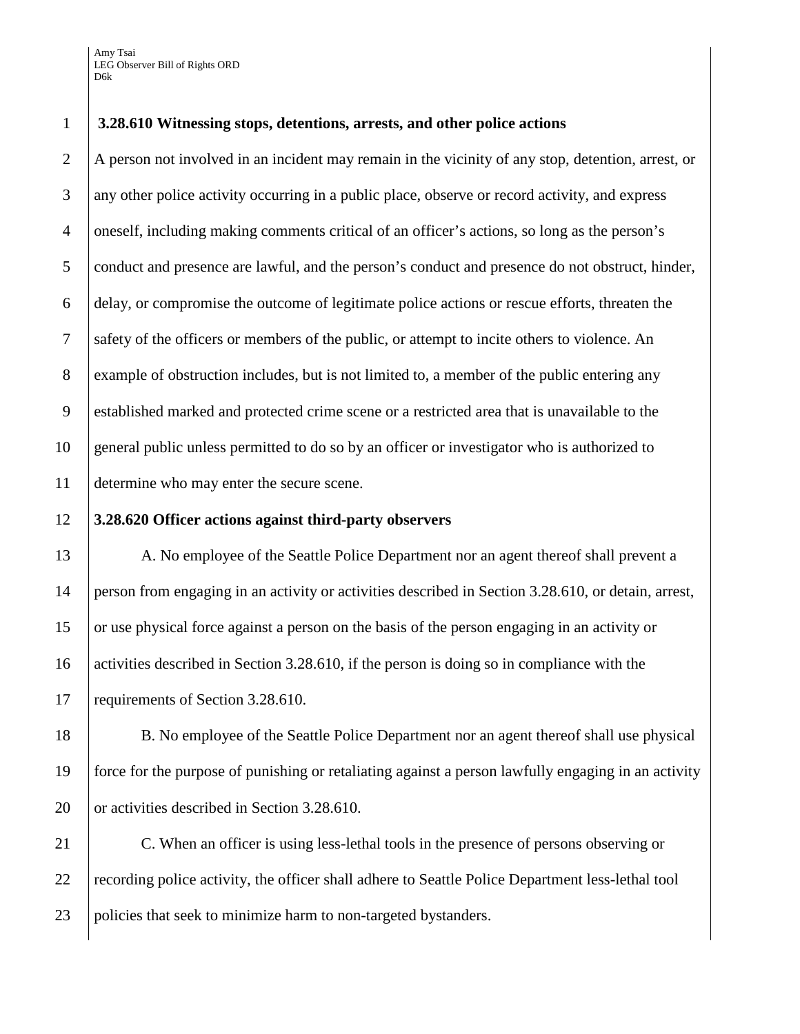**3.28.610 Witnessing stops, detentions, arrests, and other police actions**

A person not involved in an incident may remain in the vicinity of any stop, detention, arrest, or any other police activity occurring in a public place, observe or record activity, and express oneself, including making comments critical of an officer's actions, so long as the person's conduct and presence are lawful, and the person's conduct and presence do not obstruct, hinder, delay, or compromise the outcome of legitimate police actions or rescue efforts, threaten the safety of the officers or members of the public, or attempt to incite others to violence. An example of obstruction includes, but is not limited to, a member of the public entering any established marked and protected crime scene or a restricted area that is unavailable to the general public unless permitted to do so by an officer or investigator who is authorized to determine who may enter the secure scene.

**3.28.620 Officer actions against third-party observers**

A. No employee of the Seattle Police Department nor an agent thereof shall prevent a person from engaging in an activity or activities described in Section 3.28.610, or detain, arrest, or use physical force against a person on the basis of the person engaging in an activity or activities described in Section 3.28.610, if the person is doing so in compliance with the requirements of Section 3.28.610.

B. No employee of the Seattle Police Department nor an agent thereof shall use physical force for the purpose of punishing or retaliating against a person lawfully engaging in an activity or activities described in Section 3.28.610.

C. When an officer is using less-lethal tools in the presence of persons observing or recording police activity, the officer shall adhere to Seattle Police Department less-lethal tool policies that seek to minimize harm to non-targeted bystanders.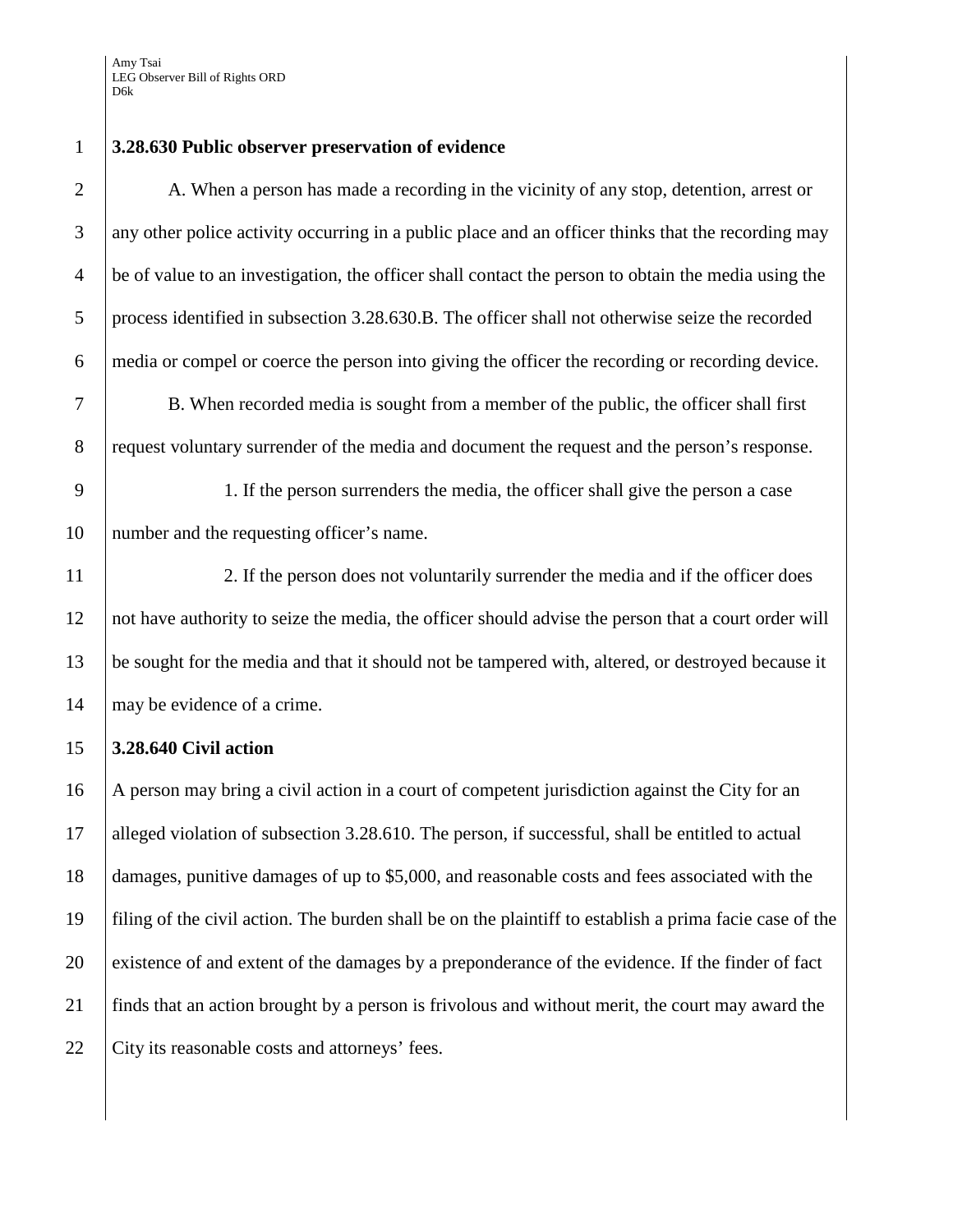**3.28.630 Public observer preservation of evidence**

A. When a person has made a recording in the vicinity of any stop, detention, arrest or any other police activity occurring in a public place and an officer thinks that the recording may be of value to an investigation, the officer shall contact the person to obtain the media using the process identified in subsection 3.28.630.B. The officer shall not otherwise seize the recorded media or compel or coerce the person into giving the officer the recording or recording device.

B. When recorded media is sought from a member of the public, the officer shall first request voluntary surrender of the media and document the request and the person's response.

1. If the person surrenders the media, the officer shall give the person a case number and the requesting officer's name.

2. If the person does not voluntarily surrender the media and if the officer does not have authority to seize the media, the officer should advise the person that a court order will be sought for the media and that it should not be tampered with, altered, or destroyed because it may be evidence of a crime.

**3.28.640 Civil action**

A person may bring a civil action in a court of competent jurisdiction against the City for an alleged violation of subsection 3.28.610. The person, if successful, shall be entitled to actual damages, punitive damages of up to $5,000, and reasonable costs and fees associated with the filing of the civil action. The burden shall be on the plaintiff to establish a prima facie case of the existence of and extent of the damages by a preponderance of the evidence. If the finder of fact finds that an action brought by a person is frivolous and without merit, the court may award the City its reasonable costs and attorneys' fees.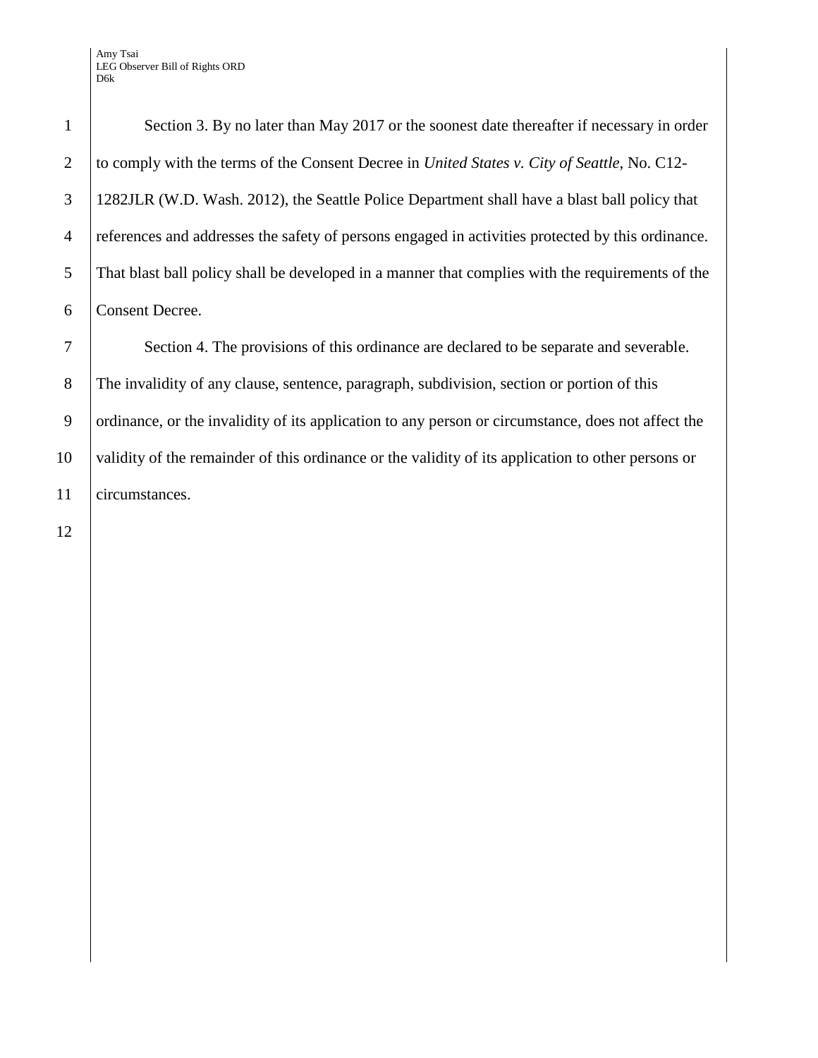Section 3. By no later than May 2017 or the soonest date thereafter if necessary in order to comply with the terms of the Consent Decree in *United States v. City of Seattle*, No. C12-1282JLR (W.D. Wash. 2012), the Seattle Police Department shall have a blast ball policy that references and addresses the safety of persons engaged in activities protected by this ordinance. That blast ball policy shall be developed in a manner that complies with the requirements of the Consent Decree.

Section 4. The provisions of this ordinance are declared to be separate and severable. The invalidity of any clause, sentence, paragraph, subdivision, section or portion of this ordinance, or the invalidity of its application to any person or circumstance, does not affect the validity of the remainder of this ordinance or the validity of its application to other persons or circumstances.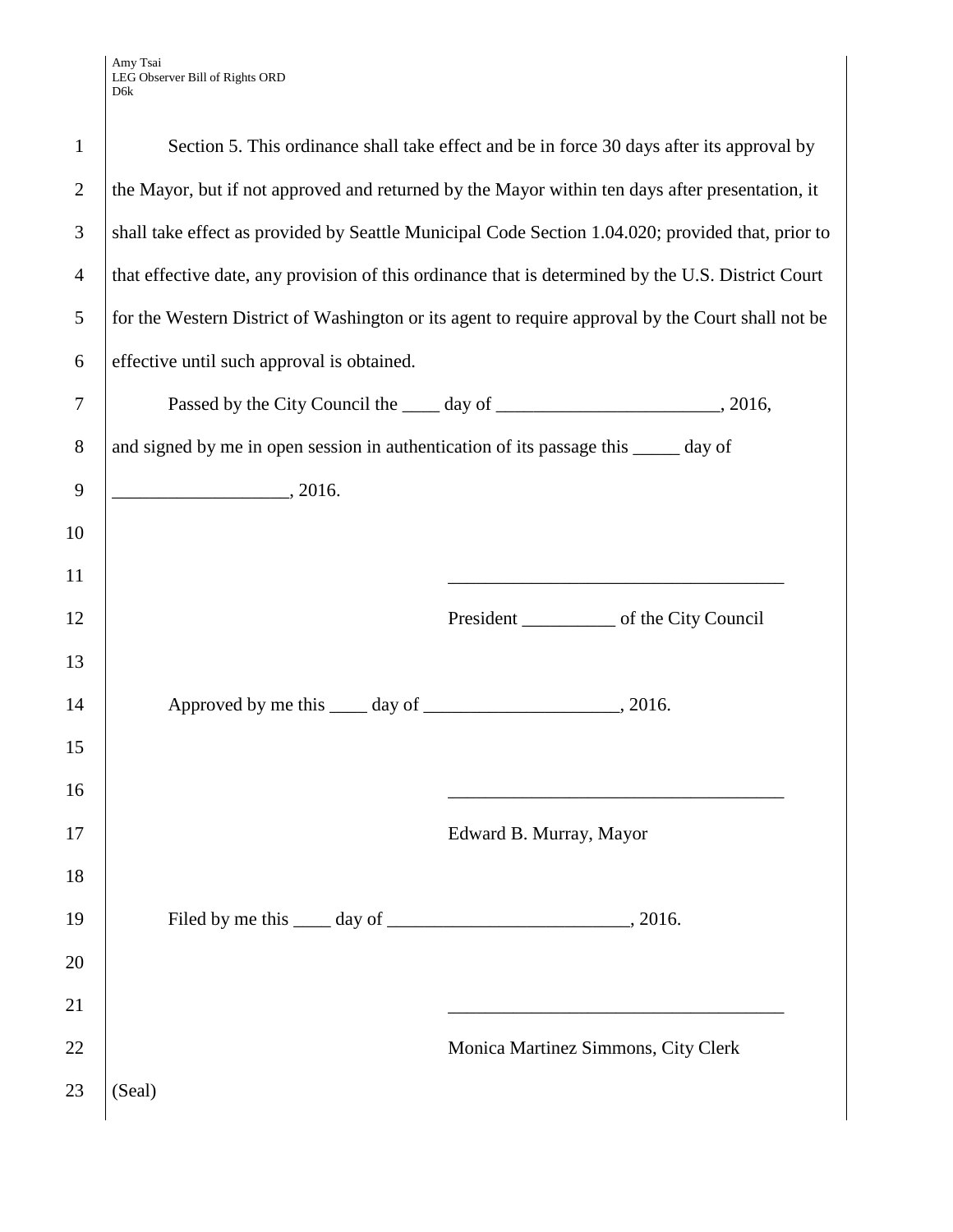Section 5. This ordinance shall take effect and be in force 30 days after its approval by the Mayor, but if not approved and returned by the Mayor within ten days after presentation, it shall take effect as provided by Seattle Municipal Code Section 1.04.020; provided that, prior to that effective date, any provision of this ordinance that is determined by the U.S. District Court for the Western District of Washington or its agent to require approval by the Court shall not be effective until such approval is obtained.

Passed by the City Council the ____ day of ________________________, 2016, and signed by me in open session in authentication of its passage this _____ day of ___________________, 2016.

____________________________________

President __________ of the City Council

Approved by me this ____ day of _____________________, 2016.

____________________________________

Edward B. Murray, Mayor

Filed by me this ____ day of __________________________, 2016.

____________________________________

Monica Martinez Simmons, City Clerk

(Seal)